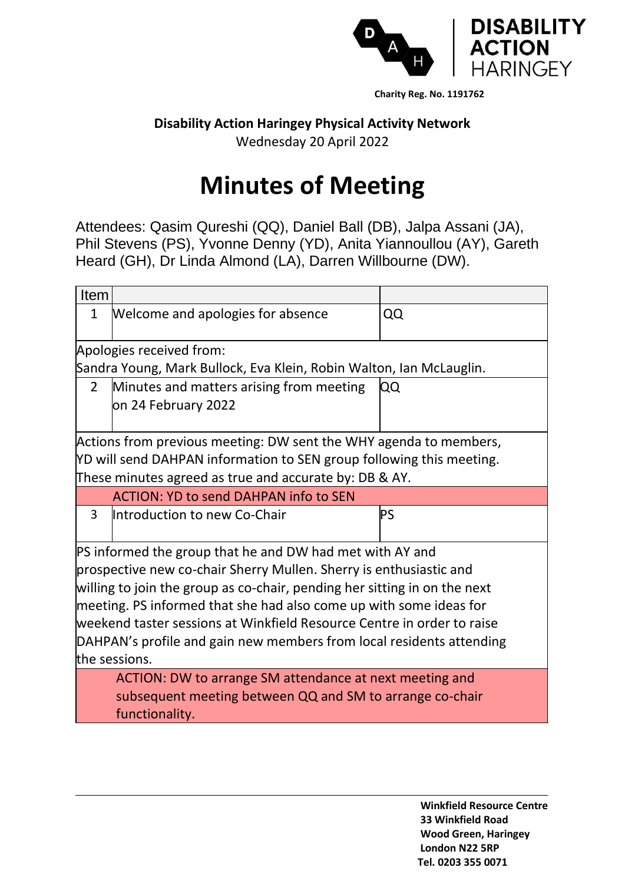**DISABILITY ACTION HARINGEY**

**Charity Reg. No. 1191762**

**Disability Action Haringey Physical Activity Network**

Wednesday 20 April 2022

# Minutes of Meeting

Attendees: Qasim Qureshi (QQ), Daniel Ball (DB), Jalpa Assani (JA), Phil Stevens (PS), Yvonne Denny (YD), Anita Yiannoullou (AY), Gareth Heard (GH), Dr Linda Almond (LA), Darren Willbourne (DW).

| Item | | |
|---|---|---|
| 1 | Welcome and apologies for absence | QQ |
| Apologies received from: Sandra Young, Mark Bullock, Eva Klein, Robin Walton, Ian McLaughlin. | | |
| 2 | Minutes and matters arising from meeting on 24 February 2022 | QQ |
| Actions from previous meeting: DW sent the WHY agenda to members, YD will send DAHPAN information to SEN group following this meeting. These minutes agreed as true and accurate by: DB & AY. | | |
| | ACTION: YD to send DAHPAN info to SEN | |
| 3 | Introduction to new Co-Chair | PS |
| PS informed the group that he and DW had met with AY and prospective new co-chair Sherry Mullen. Sherry is enthusiastic and willing to join the group as co-chair, pending her sitting in on the next meeting. PS informed that she had also come up with some ideas for weekend taster sessions at Winkfield Resource Centre in order to raise DAHPAN's profile and gain new members from local residents attending the sessions. | | |
| | ACTION: DW to arrange SM attendance at next meeting and subsequent meeting between QQ and SM to arrange co-chair functionality. | |

**Winkfield Resource Centre**
**33 Winkfield Road**
**Wood Green, Haringey**
**London N22 5RP**
**Tel. 0203 355 0071**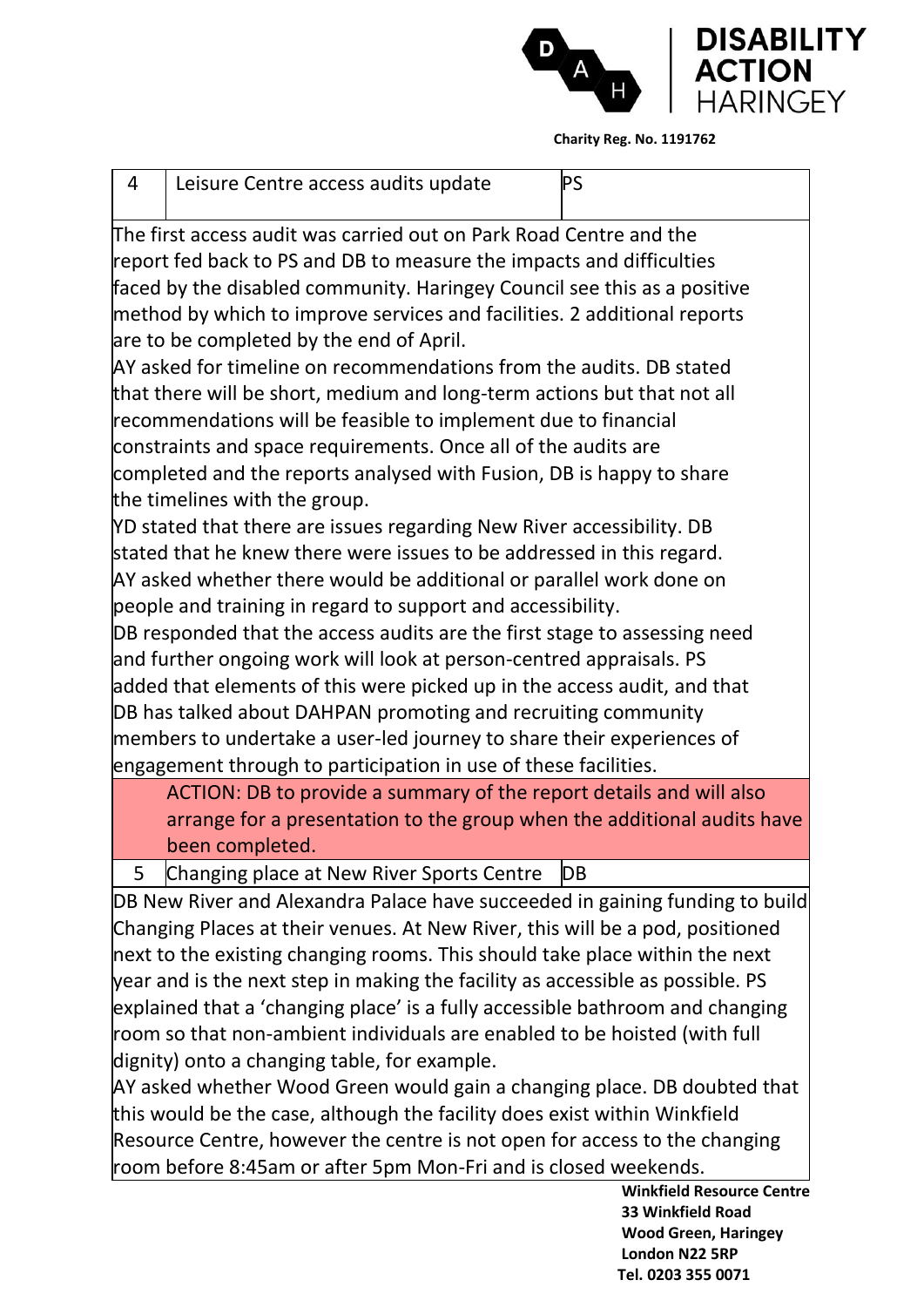| 4 | Leisure Centre access audits update | PS |
|---|---|---|

The first access audit was carried out on Park Road Centre and the report fed back to PS and DB to measure the impacts and difficulties faced by the disabled community. Haringey Council see this as a positive method by which to improve services and facilities. 2 additional reports are to be completed by the end of April.

AY asked for timeline on recommendations from the audits. DB stated that there will be short, medium and long-term actions but that not all recommendations will be feasible to implement due to financial constraints and space requirements. Once all of the audits are completed and the reports analysed with Fusion, DB is happy to share the timelines with the group.

YD stated that there are issues regarding New River accessibility. DB stated that he knew there were issues to be addressed in this regard.

AY asked whether there would be additional or parallel work done on people and training in regard to support and accessibility.

DB responded that the access audits are the first stage to assessing need and further ongoing work will look at person-centred appraisals. PS added that elements of this were picked up in the access audit, and that DB has talked about DAHPAN promoting and recruiting community members to undertake a user-led journey to share their experiences of engagement through to participation in use of these facilities.

**ACTION: DB to provide a summary of the report details and will also arrange for a presentation to the group when the additional audits have been completed.**

| 5 | Changing place at New River Sports Centre | DB |
|---|---|---|

DB New River and Alexandra Palace have succeeded in gaining funding to build Changing Places at their venues. At New River, this will be a pod, positioned next to the existing changing rooms. This should take place within the next year and is the next step in making the facility as accessible as possible. PS explained that a 'changing place' is a fully accessible bathroom and changing room so that non-ambient individuals are enabled to be hoisted (with full dignity) onto a changing table, for example.

AY asked whether Wood Green would gain a changing place. DB doubted that this would be the case, although the facility does exist within Winkfield Resource Centre, however the centre is not open for access to the changing room before 8:45am or after 5pm Mon-Fri and is closed weekends.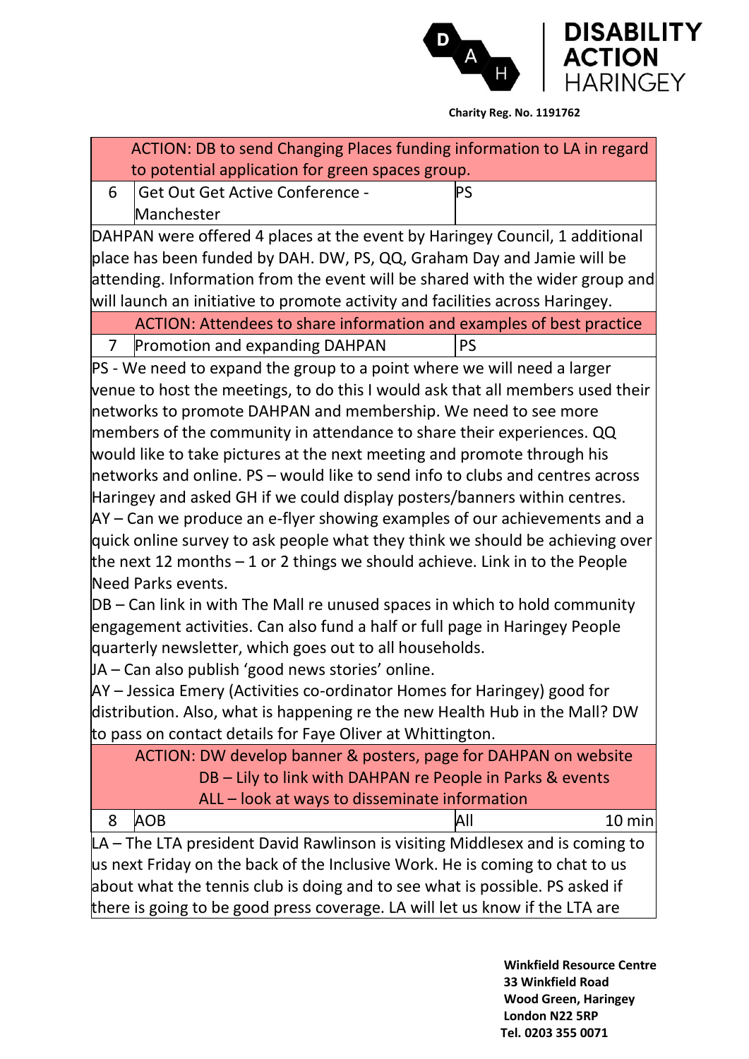ACTION: DB to send Changing Places funding information to LA in regard to potential application for green spaces group.

| 6 | Get Out Get Active Conference - Manchester | PS | |
|---|---|---|---|

DAHPAN were offered 4 places at the event by Haringey Council, 1 additional place has been funded by DAH. DW, PS, QQ, Graham Day and Jamie will be attending. Information from the event will be shared with the wider group and will launch an initiative to promote activity and facilities across Haringey.

ACTION: Attendees to share information and examples of best practice

| 7 | Promotion and expanding DAHPAN | PS | |
|---|---|---|---|

PS - We need to expand the group to a point where we will need a larger venue to host the meetings, to do this I would ask that all members used their networks to promote DAHPAN and membership. We need to see more members of the community in attendance to share their experiences. QQ would like to take pictures at the next meeting and promote through his networks and online. PS – would like to send info to clubs and centres across Haringey and asked GH if we could display posters/banners within centres.
AY – Can we produce an e-flyer showing examples of our achievements and a quick online survey to ask people what they think we should be achieving over the next 12 months – 1 or 2 things we should achieve. Link in to the People Need Parks events.
DB – Can link in with The Mall re unused spaces in which to hold community engagement activities. Can also fund a half or full page in Haringey People quarterly newsletter, which goes out to all households.
JA – Can also publish 'good news stories' online.
AY – Jessica Emery (Activities co-ordinator Homes for Haringey) good for distribution. Also, what is happening re the new Health Hub in the Mall? DW to pass on contact details for Faye Oliver at Whittington.

ACTION: DW develop banner & posters, page for DAHPAN on website
DB – Lily to link with DAHPAN re People in Parks & events
ALL – look at ways to disseminate information

| 8 | AOB | All | 10 min |
|---|---|---|---|

LA – The LTA president David Rawlinson is visiting Middlesex and is coming to us next Friday on the back of the Inclusive Work. He is coming to chat to us about what the tennis club is doing and to see what is possible. PS asked if there is going to be good press coverage. LA will let us know if the LTA are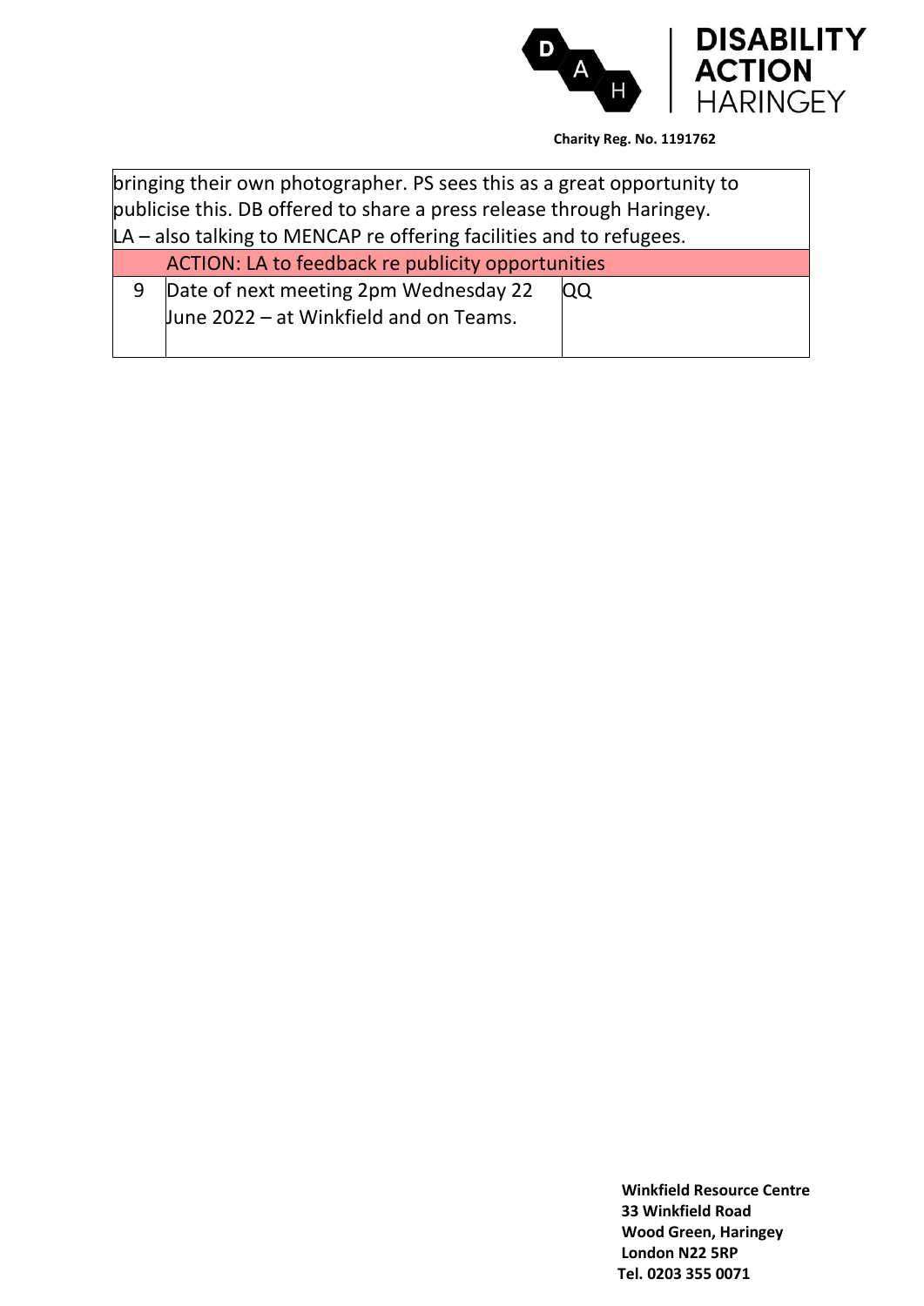| | | |
|---|---|---|
| bringing their own photographer. PS sees this as a great opportunity to publicise this. DB offered to share a press release through Haringey. LA – also talking to MENCAP re offering facilities and to refugees. | | |
| | ACTION: LA to feedback re publicity opportunities | |
| 9 | Date of next meeting 2pm Wednesday 22 June 2022 – at Winkfield and on Teams. | QQ |